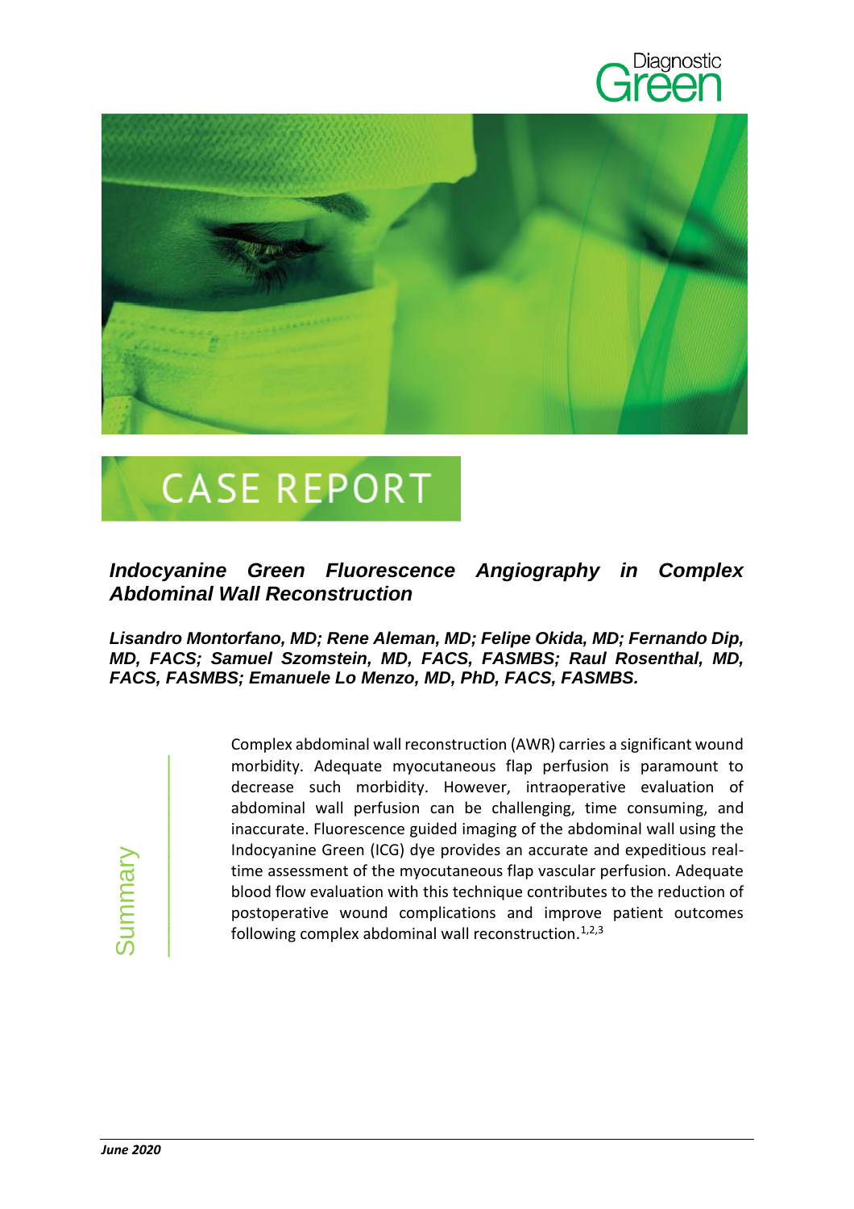Diagnostic Green

# CASE REPORT

## *Indocyanine Green Fluorescence Angiography in Complex Abdominal Wall Reconstruction*

***Lisandro Montorfano, MD; Rene Aleman, MD; Felipe Okida, MD; Fernando Dip, MD, FACS; Samuel Szomstein, MD, FACS, FASMBS; Raul Rosenthal, MD, FACS, FASMBS; Emanuele Lo Menzo, MD, PhD, FACS, FASMBS.***

### Summary

Complex abdominal wall reconstruction (AWR) carries a significant wound morbidity. Adequate myocutaneous flap perfusion is paramount to decrease such morbidity. However, intraoperative evaluation of abdominal wall perfusion can be challenging, time consuming, and inaccurate. Fluorescence guided imaging of the abdominal wall using the Indocyanine Green (ICG) dye provides an accurate and expeditious real-time assessment of the myocutaneous flap vascular perfusion. Adequate blood flow evaluation with this technique contributes to the reduction of postoperative wound complications and improve patient outcomes following complex abdominal wall reconstruction.[1,2,3]

*June 2020*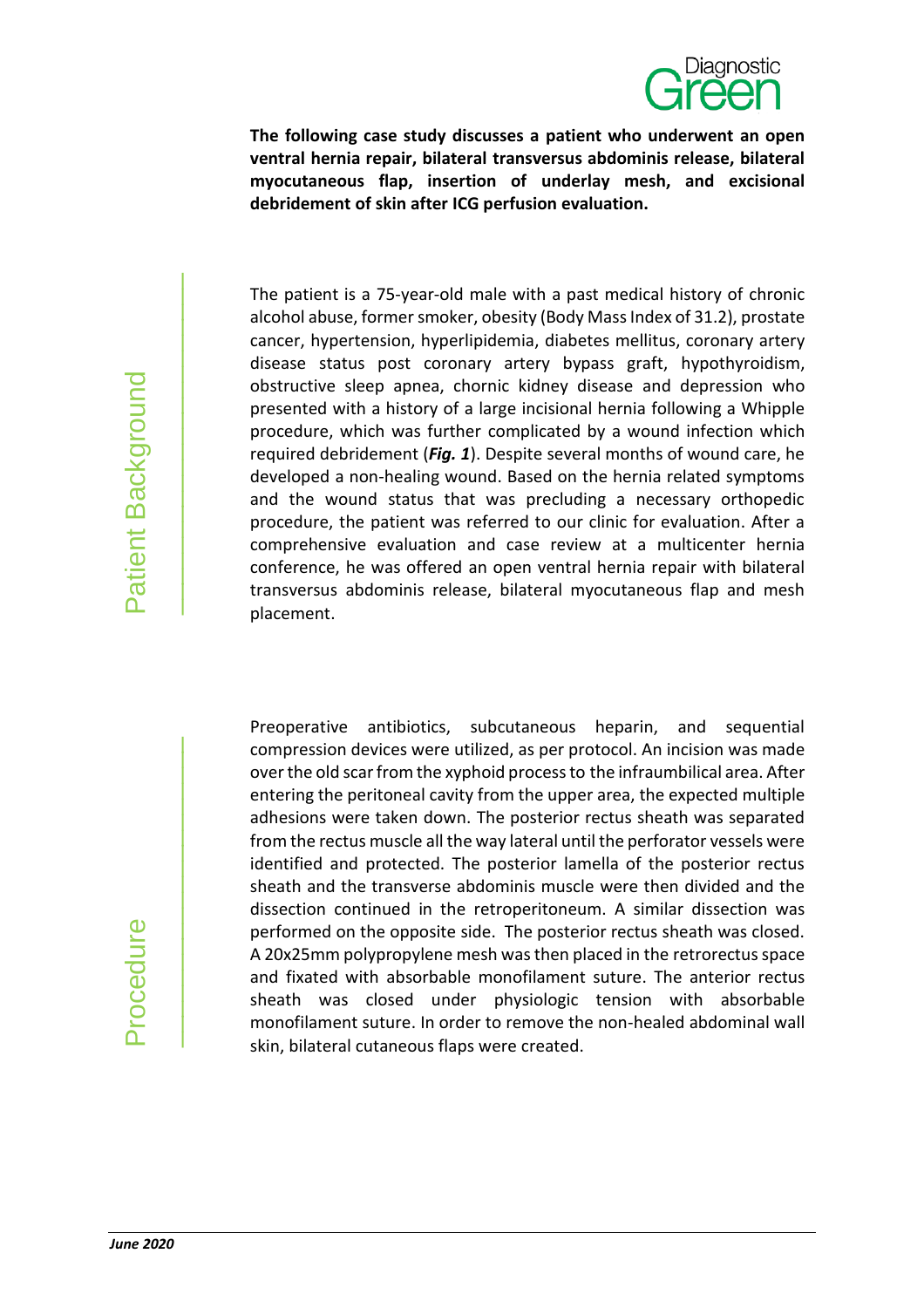**The following case study discusses a patient who underwent an open ventral hernia repair, bilateral transversus abdominis release, bilateral myocutaneous flap, insertion of underlay mesh, and excisional debridement of skin after ICG perfusion evaluation.**

## Patient Background

The patient is a 75-year-old male with a past medical history of chronic alcohol abuse, former smoker, obesity (Body Mass Index of 31.2), prostate cancer, hypertension, hyperlipidemia, diabetes mellitus, coronary artery disease status post coronary artery bypass graft, hypothyroidism, obstructive sleep apnea, chornic kidney disease and depression who presented with a history of a large incisional hernia following a Whipple procedure, which was further complicated by a wound infection which required debridement (***Fig. 1***). Despite several months of wound care, he developed a non-healing wound. Based on the hernia related symptoms and the wound status that was precluding a necessary orthopedic procedure, the patient was referred to our clinic for evaluation. After a comprehensive evaluation and case review at a multicenter hernia conference, he was offered an open ventral hernia repair with bilateral transversus abdominis release, bilateral myocutaneous flap and mesh placement.

## Procedure

Preoperative antibiotics, subcutaneous heparin, and sequential compression devices were utilized, as per protocol. An incision was made over the old scar from the xyphoid process to the infraumbilical area. After entering the peritoneal cavity from the upper area, the expected multiple adhesions were taken down. The posterior rectus sheath was separated from the rectus muscle all the way lateral until the perforator vessels were identified and protected. The posterior lamella of the posterior rectus sheath and the transverse abdominis muscle were then divided and the dissection continued in the retroperitoneum. A similar dissection was performed on the opposite side. The posterior rectus sheath was closed. A 20x25mm polypropylene mesh was then placed in the retrorectus space and fixated with absorbable monofilament suture. The anterior rectus sheath was closed under physiologic tension with absorbable monofilament suture. In order to remove the non-healed abdominal wall skin, bilateral cutaneous flaps were created.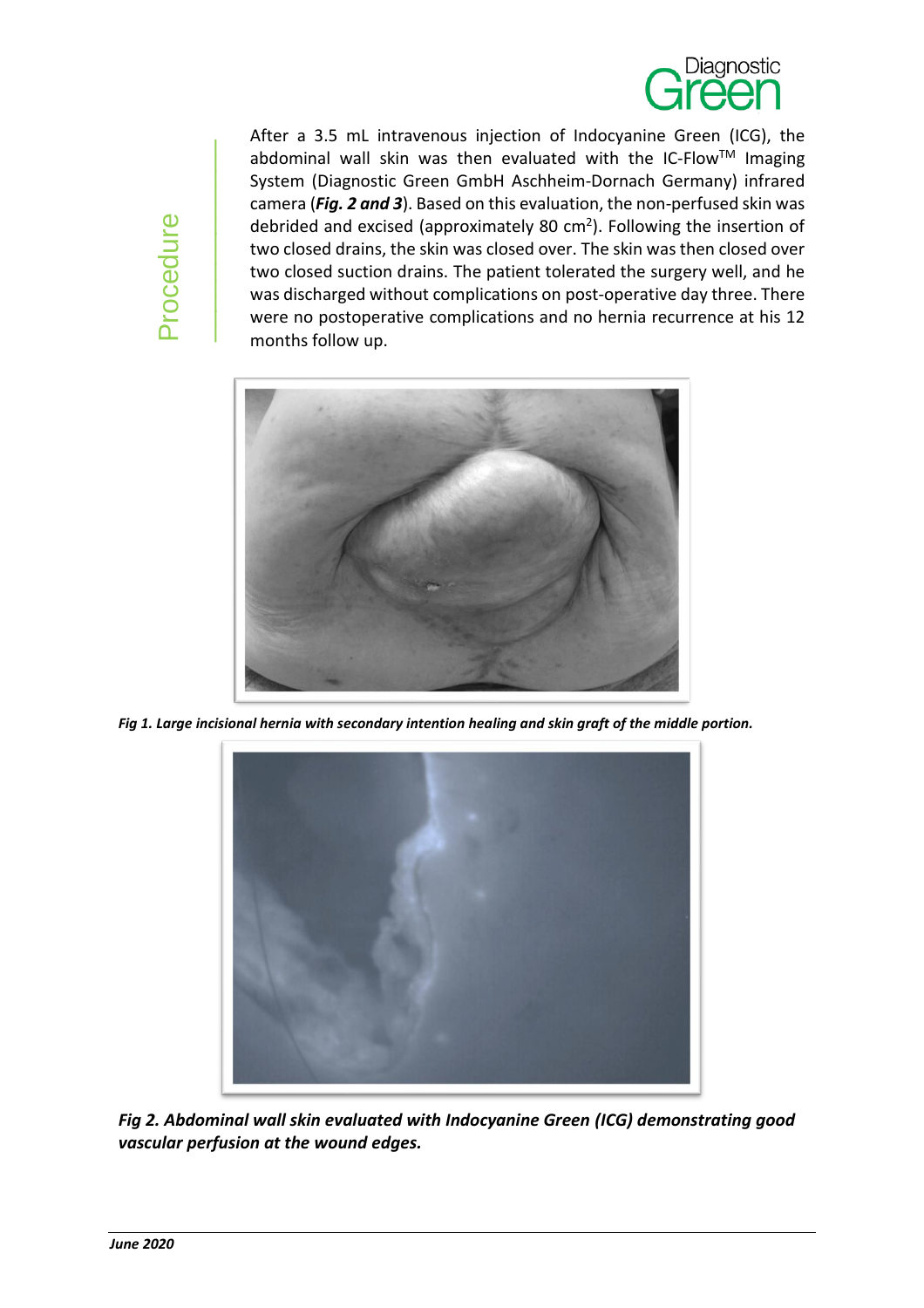## Procedure

After a 3.5 mL intravenous injection of Indocyanine Green (ICG), the abdominal wall skin was then evaluated with the IC-Flow™ Imaging System (Diagnostic Green GmbH Aschheim-Dornach Germany) infrared camera (***Fig. 2 and 3***). Based on this evaluation, the non-perfused skin was debrided and excised (approximately 80 $cm^2$). Following the insertion of two closed drains, the skin was closed over. The skin was then closed over two closed suction drains. The patient tolerated the surgery well, and he was discharged without complications on post-operative day three. There were no postoperative complications and no hernia recurrence at his 12 months follow up.

***Fig 1. Large incisional hernia with secondary intention healing and skin graft of the middle portion.***

***Fig 2. Abdominal wall skin evaluated with Indocyanine Green (ICG) demonstrating good vascular perfusion at the wound edges.***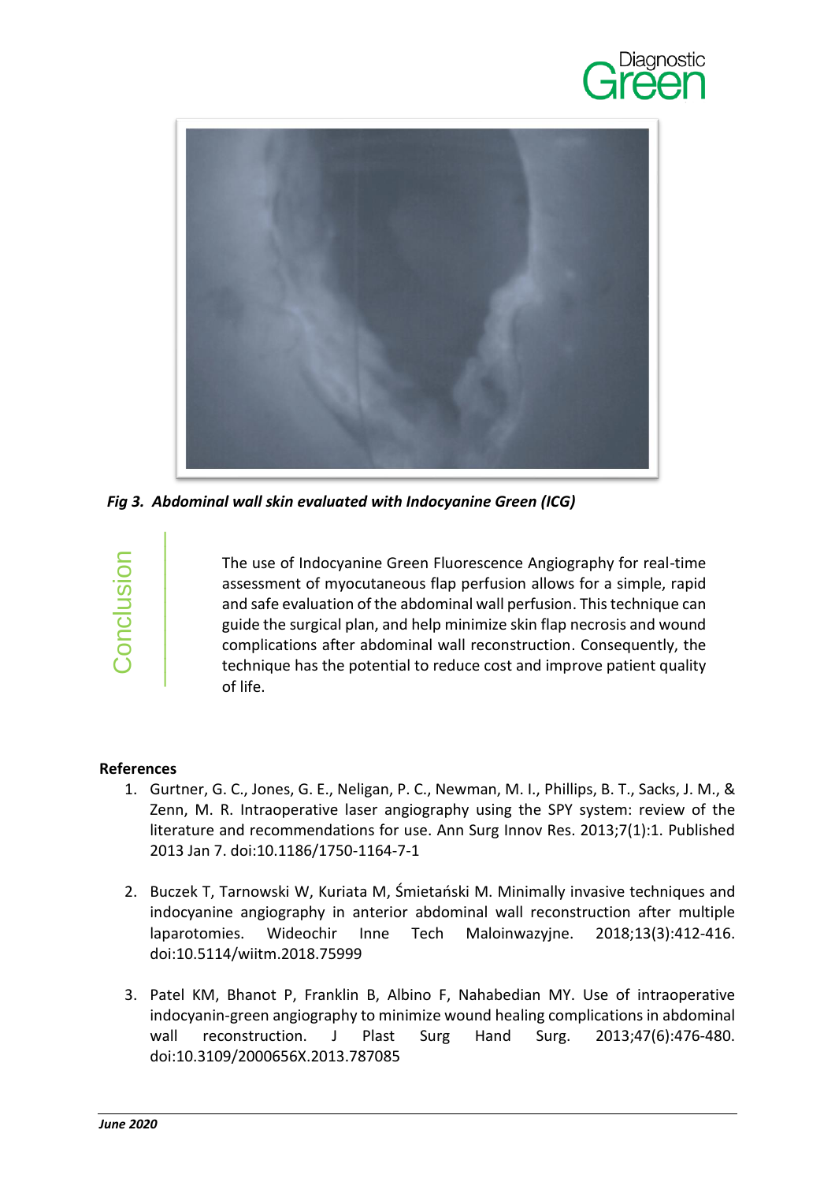*Fig 3. Abdominal wall skin evaluated with Indocyanine Green (ICG)*

## Conclusion

The use of Indocyanine Green Fluorescence Angiography for real-time assessment of myocutaneous flap perfusion allows for a simple, rapid and safe evaluation of the abdominal wall perfusion. This technique can guide the surgical plan, and help minimize skin flap necrosis and wound complications after abdominal wall reconstruction. Consequently, the technique has the potential to reduce cost and improve patient quality of life.

**References**

1. Gurtner, G. C., Jones, G. E., Neligan, P. C., Newman, M. I., Phillips, B. T., Sacks, J. M., & Zenn, M. R. Intraoperative laser angiography using the SPY system: review of the literature and recommendations for use. Ann Surg Innov Res. 2013;7(1):1. Published 2013 Jan 7. doi:10.1186/1750-1164-7-1

2. Buczek T, Tarnowski W, Kuriata M, Śmietański M. Minimally invasive techniques and indocyanine angiography in anterior abdominal wall reconstruction after multiple laparotomies. Wideochir Inne Tech Maloinwazyjne. 2018;13(3):412-416. doi:10.5114/wiitm.2018.75999

3. Patel KM, Bhanot P, Franklin B, Albino F, Nahabedian MY. Use of intraoperative indocyanin-green angiography to minimize wound healing complications in abdominal wall reconstruction. J Plast Surg Hand Surg. 2013;47(6):476-480. doi:10.3109/2000656X.2013.787085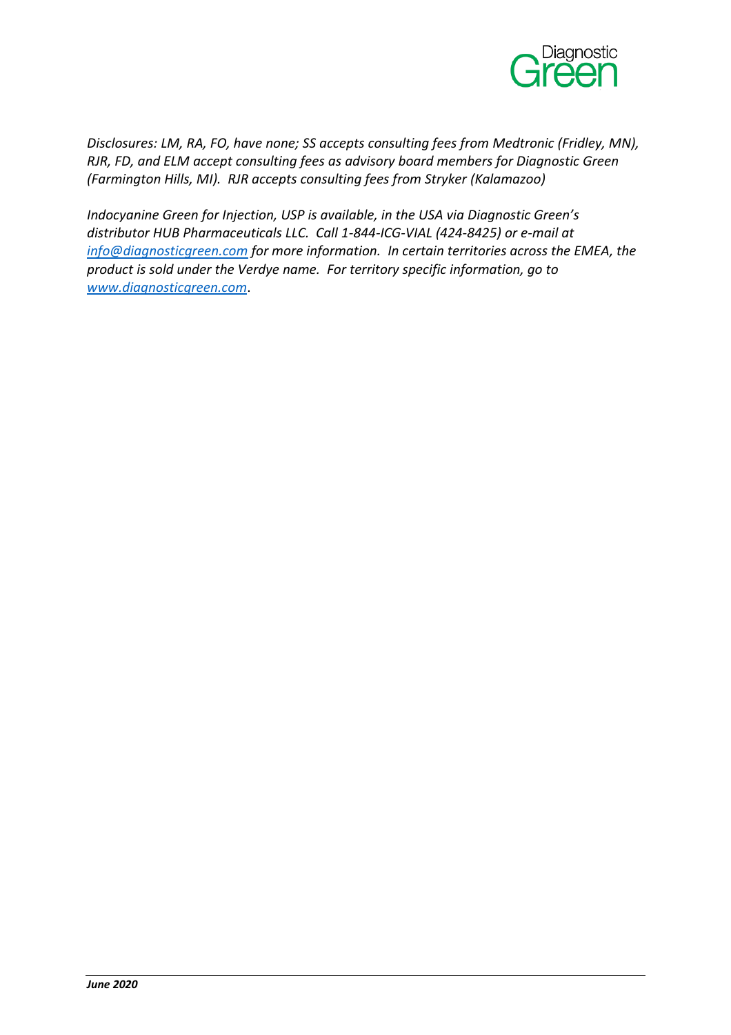*Disclosures: LM, RA, FO, have none; SS accepts consulting fees from Medtronic (Fridley, MN), RJR, FD, and ELM accept consulting fees as advisory board members for Diagnostic Green (Farmington Hills, MI). RJR accepts consulting fees from Stryker (Kalamazoo)*

*Indocyanine Green for Injection, USP is available, in the USA via Diagnostic Green's distributor HUB Pharmaceuticals LLC. Call 1-844-ICG-VIAL (424-8425) or e-mail at [info@diagnosticgreen.com](mailto:info@diagnosticgreen.com) for more information. In certain territories across the EMEA, the product is sold under the Verdye name. For territory specific information, go to [www.diagnosticgreen.com](http://www.diagnosticgreen.com).*

***June 2020***